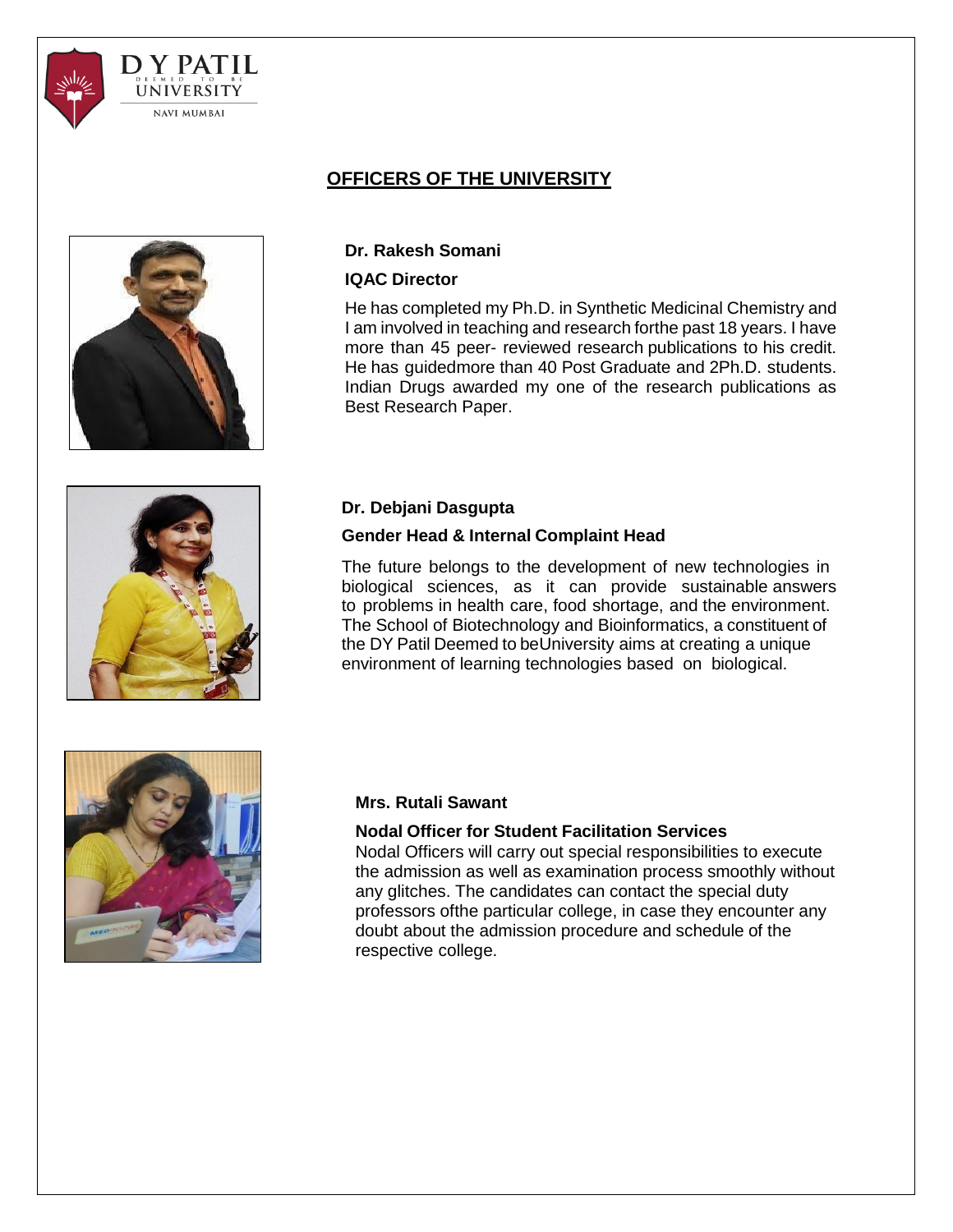D Y PATIL DEEMED TO BE UNIVERSITY NAVI MUMBAI

## OFFICERS OF THE UNIVERSITY

**Dr. Rakesh Somani**

**IQAC Director**

He has completed my Ph.D. in Synthetic Medicinal Chemistry and I am involved in teaching and research forthe past 18 years. I have more than 45 peer- reviewed research publications to his credit. He has guidedmore than 40 Post Graduate and 2Ph.D. students. Indian Drugs awarded my one of the research publications as Best Research Paper.

**Dr. Debjani Dasgupta**

**Gender Head & Internal Complaint Head**

The future belongs to the development of new technologies in biological sciences, as it can provide sustainable answers to problems in health care, food shortage, and the environment. The School of Biotechnology and Bioinformatics, a constituent of the DY Patil Deemed to beUniversity aims at creating a unique environment of learning technologies based on biological.

**Mrs. Rutali Sawant**

**Nodal Officer for Student Facilitation Services**

Nodal Officers will carry out special responsibilities to execute the admission as well as examination process smoothly without any glitches. The candidates can contact the special duty professors ofthe particular college, in case they encounter any doubt about the admission procedure and schedule of the respective college.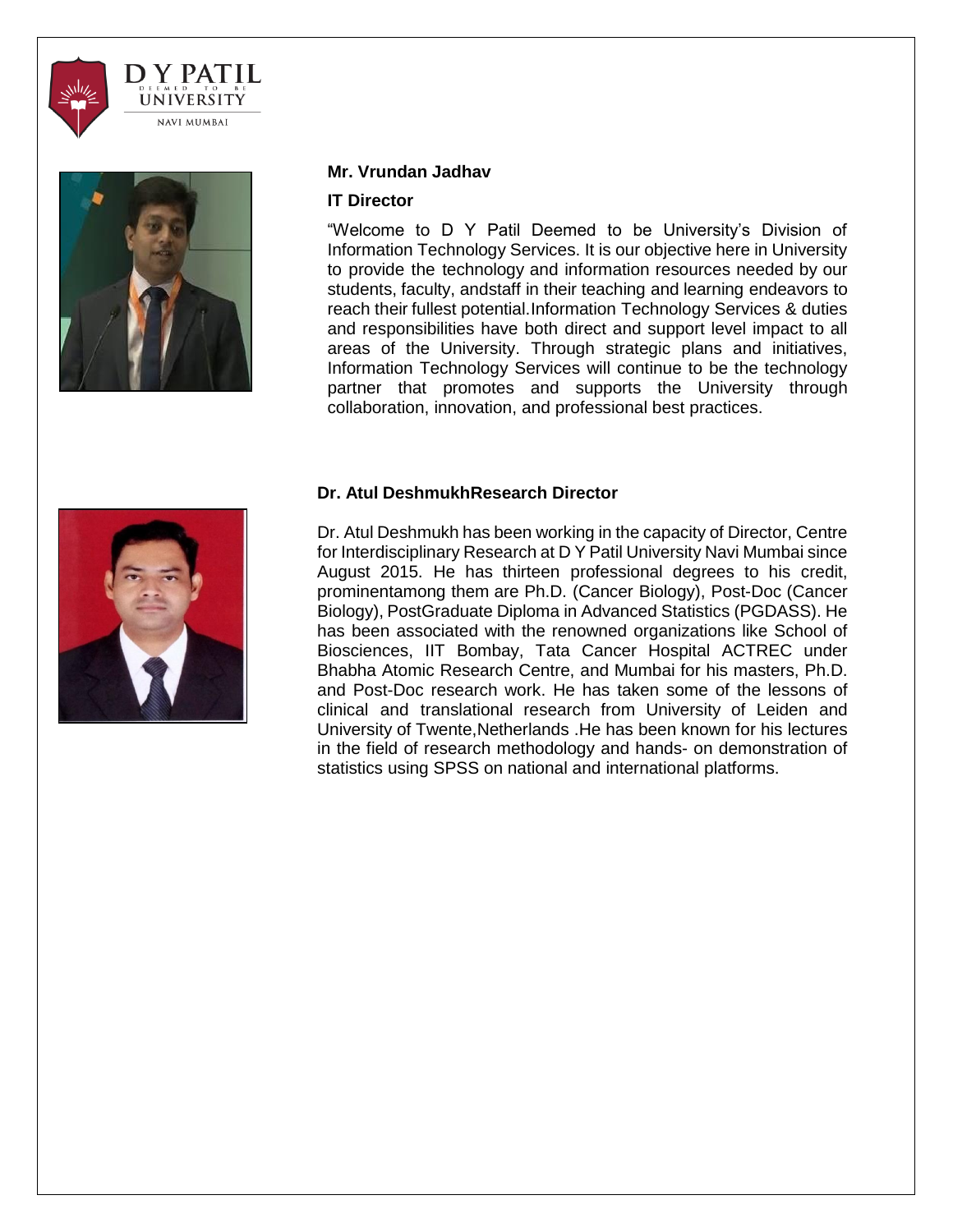**Mr. Vrundan Jadhav**

**IT Director**

“Welcome to D Y Patil Deemed to be University’s Division of Information Technology Services. It is our objective here in University to provide the technology and information resources needed by our students, faculty, andstaff in their teaching and learning endeavors to reach their fullest potential.Information Technology Services & duties and responsibilities have both direct and support level impact to all areas of the University. Through strategic plans and initiatives, Information Technology Services will continue to be the technology partner that promotes and supports the University through collaboration, innovation, and professional best practices.

**Dr. Atul DeshmukhResearch Director**

Dr. Atul Deshmukh has been working in the capacity of Director, Centre for Interdisciplinary Research at D Y Patil University Navi Mumbai since August 2015. He has thirteen professional degrees to his credit, prominentamong them are Ph.D. (Cancer Biology), Post-Doc (Cancer Biology), PostGraduate Diploma in Advanced Statistics (PGDASS). He has been associated with the renowned organizations like School of Biosciences, IIT Bombay, Tata Cancer Hospital ACTREC under Bhabha Atomic Research Centre, and Mumbai for his masters, Ph.D. and Post-Doc research work. He has taken some of the lessons of clinical and translational research from University of Leiden and University of Twente,Netherlands .He has been known for his lectures in the field of research methodology and hands- on demonstration of statistics using SPSS on national and international platforms.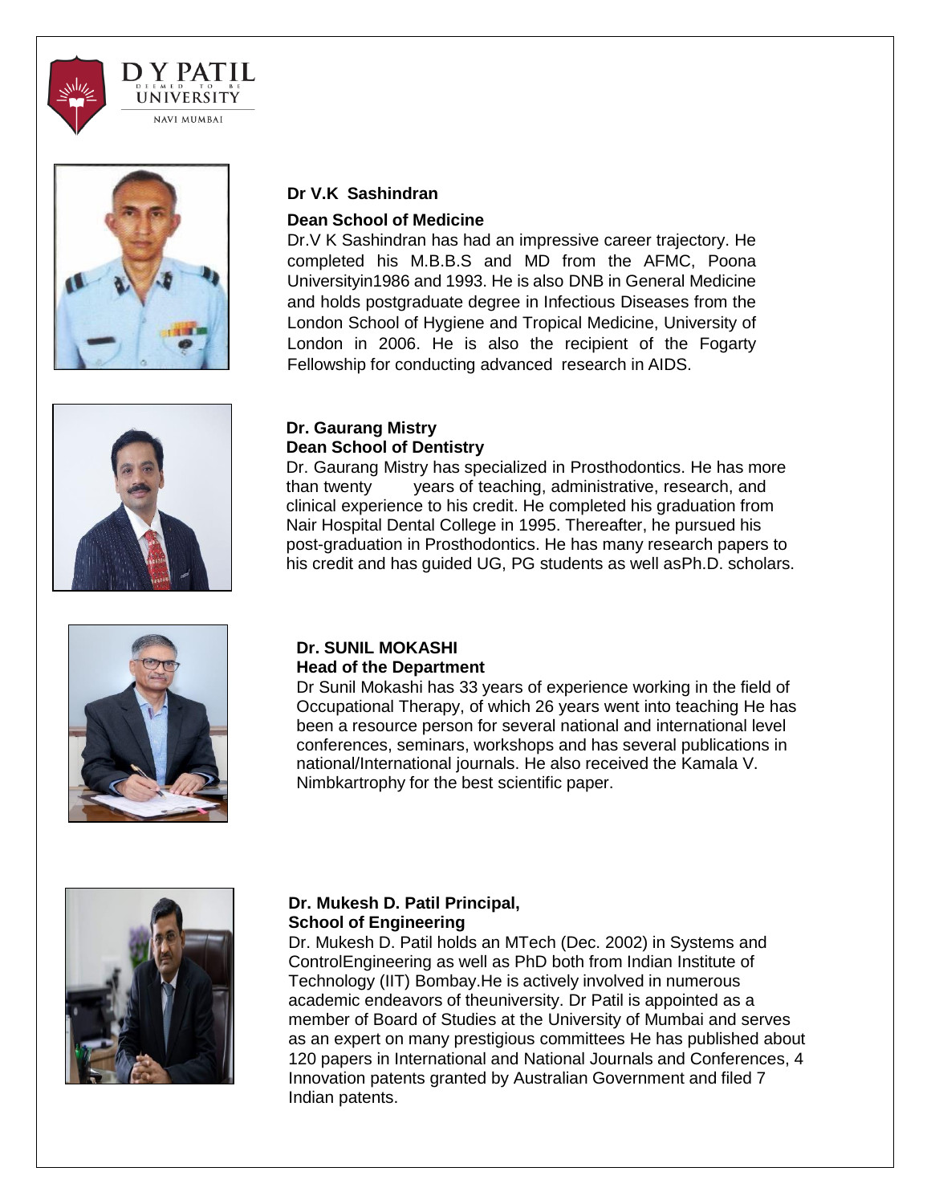**Dr V.K Sashindran**

**Dean School of Medicine**

Dr.V K Sashindran has had an impressive career trajectory. He completed his M.B.B.S and MD from the AFMC, Poona Universityin1986 and 1993. He is also DNB in General Medicine and holds postgraduate degree in Infectious Diseases from the London School of Hygiene and Tropical Medicine, University of London in 2006. He is also the recipient of the Fogarty Fellowship for conducting advanced research in AIDS.

**Dr. Gaurang Mistry**
**Dean School of Dentistry**

Dr. Gaurang Mistry has specialized in Prosthodontics. He has more than twenty years of teaching, administrative, research, and clinical experience to his credit. He completed his graduation from Nair Hospital Dental College in 1995. Thereafter, he pursued his post-graduation in Prosthodontics. He has many research papers to his credit and has guided UG, PG students as well asPh.D. scholars.

**Dr. SUNIL MOKASHI**
**Head of the Department**

Dr Sunil Mokashi has 33 years of experience working in the field of Occupational Therapy, of which 26 years went into teaching He has been a resource person for several national and international level conferences, seminars, workshops and has several publications in national/International journals. He also received the Kamala V. Nimbkartrophy for the best scientific paper.

**Dr. Mukesh D. Patil Principal,**
**School of Engineering**

Dr. Mukesh D. Patil holds an MTech (Dec. 2002) in Systems and ControlEngineering as well as PhD both from Indian Institute of Technology (IIT) Bombay.He is actively involved in numerous academic endeavors of theuniversity. Dr Patil is appointed as a member of Board of Studies at the University of Mumbai and serves as an expert on many prestigious committees He has published about 120 papers in International and National Journals and Conferences, 4 Innovation patents granted by Australian Government and filed 7 Indian patents.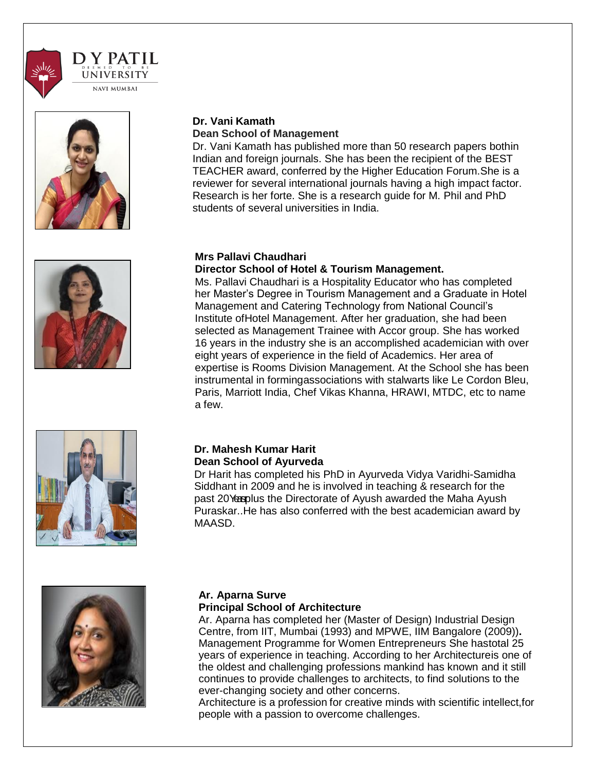**Dr. Vani Kamath**
**Dean School of Management**

Dr. Vani Kamath has published more than 50 research papers bothin Indian and foreign journals. She has been the recipient of the BEST TEACHER award, conferred by the Higher Education Forum.She is a reviewer for several international journals having a high impact factor. Research is her forte. She is a research guide for M. Phil and PhD students of several universities in India.

**Mrs Pallavi Chaudhari**
**Director School of Hotel & Tourism Management.**

Ms. Pallavi Chaudhari is a Hospitality Educator who has completed her Master's Degree in Tourism Management and a Graduate in Hotel Management and Catering Technology from National Council's Institute ofHotel Management. After her graduation, she had been selected as Management Trainee with Accor group. She has worked 16 years in the industry she is an accomplished academician with over eight years of experience in the field of Academics. Her area of expertise is Rooms Division Management. At the School she has been instrumental in formingassociations with stalwarts like Le Cordon Bleu, Paris, Marriott India, Chef Vikas Khanna, HRAWI, MTDC, etc to name a few.

**Dr. Mahesh Kumar Harit**
**Dean School of Ayurveda**

Dr Harit has completed his PhD in Ayurveda Vidya Varidhi-Samidha Siddhant in 2009 and he is involved in teaching & research for the past 20Years plus the Directorate of Ayush awarded the Maha Ayush Puraskar..He has also conferred with the best academician award by MAASD.

**Ar. Aparna Surve**
**Principal School of Architecture**

Ar. Aparna has completed her (Master of Design) Industrial Design Centre, from IIT, Mumbai (1993) and MPWE, IIM Bangalore (2009)). Management Programme for Women Entrepreneurs She hastotal 25 years of experience in teaching. According to her Architectureis one of the oldest and challenging professions mankind has known and it still continues to provide challenges to architects, to find solutions to the ever-changing society and other concerns.

Architecture is a profession for creative minds with scientific intellect,for people with a passion to overcome challenges.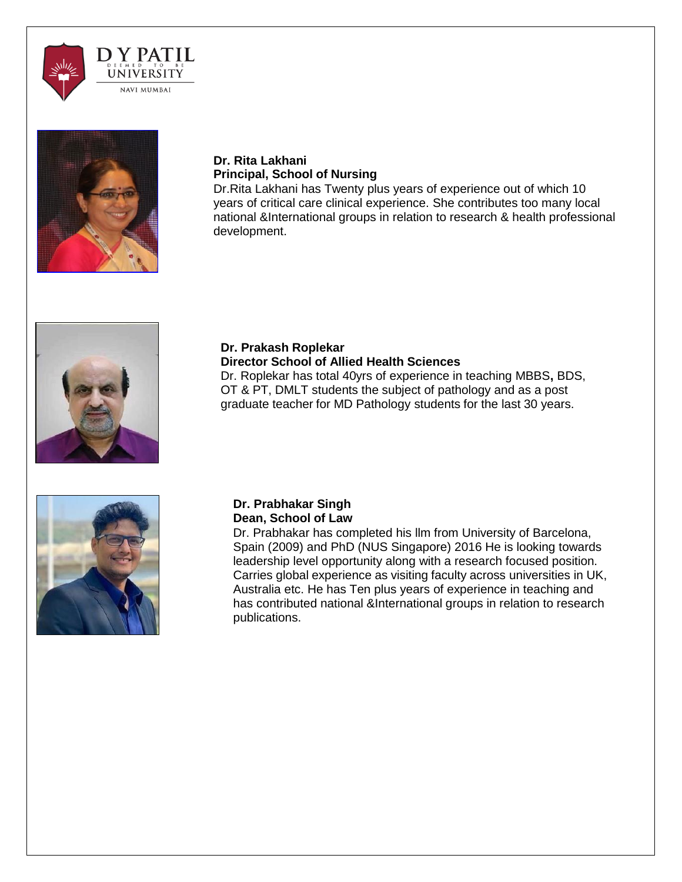**Dr. Rita Lakhani**
**Principal, School of Nursing**
Dr.Rita Lakhani has Twenty plus years of experience out of which 10 years of critical care clinical experience. She contributes too many local national &International groups in relation to research & health professional development.

**Dr. Prakash Roplekar**
**Director School of Allied Health Sciences**
Dr. Roplekar has total 40yrs of experience in teaching MBBS**,** BDS, OT & PT, DMLT students the subject of pathology and as a post graduate teacher for MD Pathology students for the last 30 years.

**Dr. Prabhakar Singh**
**Dean, School of Law**
Dr. Prabhakar has completed his llm from University of Barcelona, Spain (2009) and PhD (NUS Singapore) 2016 He is looking towards leadership level opportunity along with a research focused position. Carries global experience as visiting faculty across universities in UK, Australia etc. He has Ten plus years of experience in teaching and has contributed national &International groups in relation to research publications.